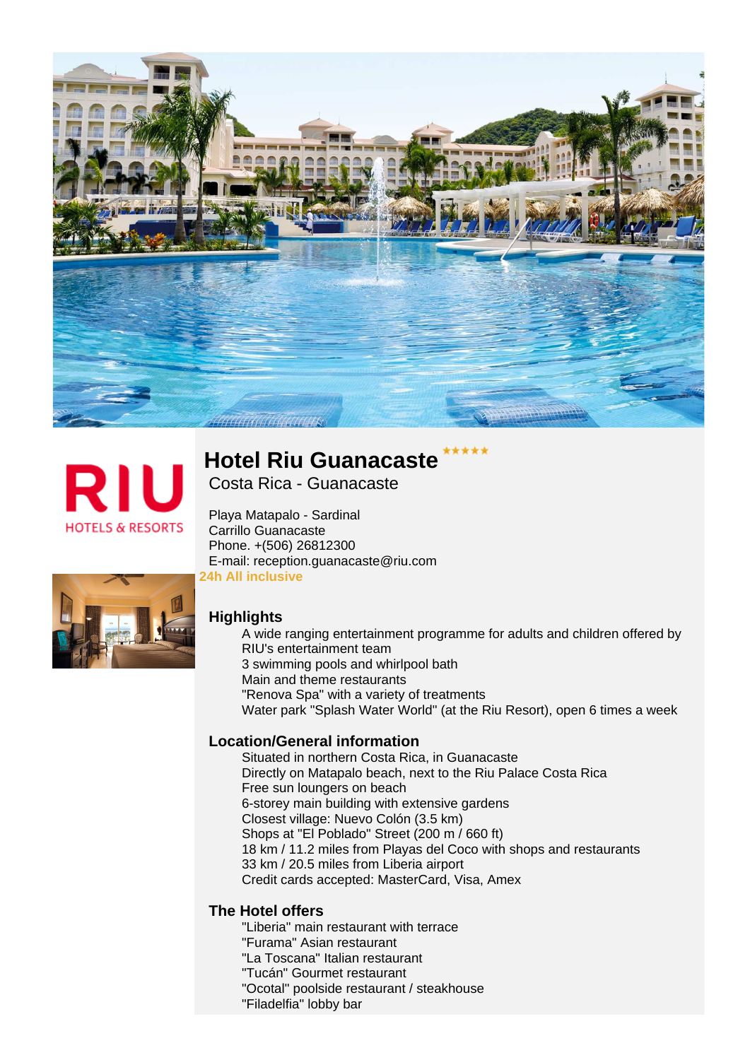RIU HOTELS & RESORTS

# Hotel Riu Guanacaste *****

Costa Rica - Guanacaste

Playa Matapalo - Sardinal
Carrillo Guanacaste
Phone. +(506) 26812300
E-mail: reception.guanacaste@riu.com

**24h All inclusive**

## Highlights

- A wide ranging entertainment programme for adults and children offered by RIU's entertainment team
- 3 swimming pools and whirlpool bath
- Main and theme restaurants
- "Renova Spa" with a variety of treatments
- Water park "Splash Water World" (at the Riu Resort), open 6 times a week

## Location/General information

- Situated in northern Costa Rica, in Guanacaste
- Directly on Matapalo beach, next to the Riu Palace Costa Rica
- Free sun loungers on beach
- 6-storey main building with extensive gardens
- Closest village: Nuevo Colón (3.5 km)
- Shops at "El Poblado" Street (200 m / 660 ft)
- 18 km / 11.2 miles from Playas del Coco with shops and restaurants
- 33 km / 20.5 miles from Liberia airport
- Credit cards accepted: MasterCard, Visa, Amex

## The Hotel offers

- "Liberia" main restaurant with terrace
- "Furama" Asian restaurant
- "La Toscana" Italian restaurant
- "Tucán" Gourmet restaurant
- "Ocotal" poolside restaurant / steakhouse
- "Filadelfia" lobby bar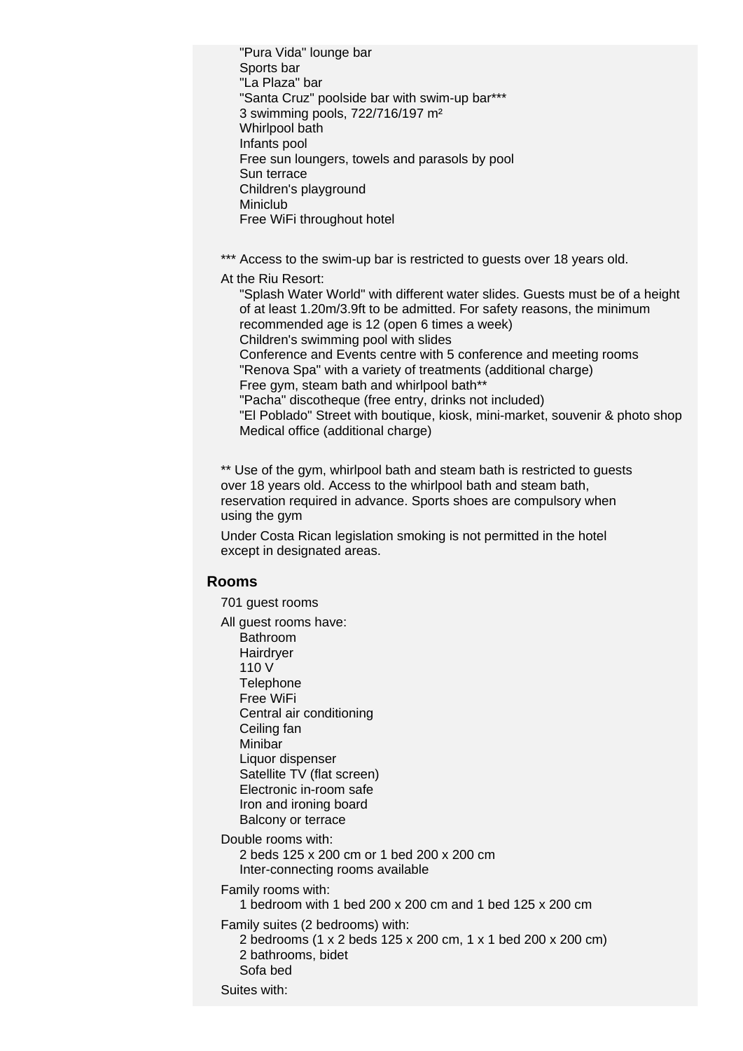- "Pura Vida" lounge bar
- Sports bar
- "La Plaza" bar
- "Santa Cruz" poolside bar with swim-up bar***
- 3 swimming pools, 722/716/197 m²
- Whirlpool bath
- Infants pool
- Free sun loungers, towels and parasols by pool
- Sun terrace
- Children's playground
- Miniclub
- Free WiFi throughout hotel

*** Access to the swim-up bar is restricted to guests over 18 years old.

At the Riu Resort:

- "Splash Water World" with different water slides. Guests must be of a height of at least 1.20m/3.9ft to be admitted. For safety reasons, the minimum recommended age is 12 (open 6 times a week)
- Children's swimming pool with slides
- Conference and Events centre with 5 conference and meeting rooms
- "Renova Spa" with a variety of treatments (additional charge)
- Free gym, steam bath and whirlpool bath**
- "Pacha" discotheque (free entry, drinks not included)
- "El Poblado" Street with boutique, kiosk, mini-market, souvenir & photo shop
- Medical office (additional charge)

** Use of the gym, whirlpool bath and steam bath is restricted to guests over 18 years old. Access to the whirlpool bath and steam bath, reservation required in advance. Sports shoes are compulsory when using the gym

Under Costa Rican legislation smoking is not permitted in the hotel except in designated areas.

## Rooms

701 guest rooms

All guest rooms have:

- Bathroom
- Hairdryer
- 110 V
- Telephone
- Free WiFi
- Central air conditioning
- Ceiling fan
- Minibar
- Liquor dispenser
- Satellite TV (flat screen)
- Electronic in-room safe
- Iron and ironing board
- Balcony or terrace

Double rooms with:

- 2 beds 125 x 200 cm or 1 bed 200 x 200 cm
- Inter-connecting rooms available

Family rooms with:

- 1 bedroom with 1 bed 200 x 200 cm and 1 bed 125 x 200 cm

Family suites (2 bedrooms) with:

- 2 bedrooms (1 x 2 beds 125 x 200 cm, 1 x 1 bed 200 x 200 cm)
- 2 bathrooms, bidet
- Sofa bed

Suites with: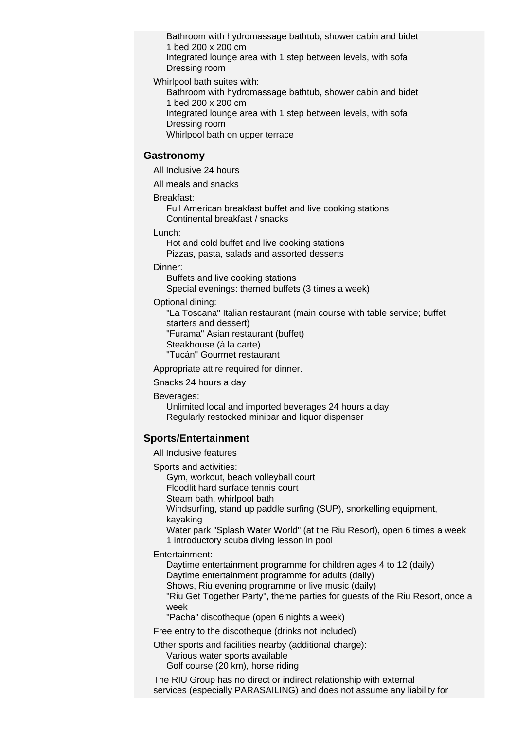- Bathroom with hydromassage bathtub, shower cabin and bidet
- 1 bed 200 x 200 cm
- Integrated lounge area with 1 step between levels, with sofa
- Dressing room

Whirlpool bath suites with:
- Bathroom with hydromassage bathtub, shower cabin and bidet
- 1 bed 200 x 200 cm
- Integrated lounge area with 1 step between levels, with sofa
- Dressing room
- Whirlpool bath on upper terrace

## Gastronomy

All Inclusive 24 hours

All meals and snacks

Breakfast:
- Full American breakfast buffet and live cooking stations
- Continental breakfast / snacks

Lunch:
- Hot and cold buffet and live cooking stations
- Pizzas, pasta, salads and assorted desserts

Dinner:
- Buffets and live cooking stations
- Special evenings: themed buffets (3 times a week)

Optional dining:
- "La Toscana" Italian restaurant (main course with table service; buffet starters and dessert)
- "Furama" Asian restaurant (buffet)
- Steakhouse (à la carte)
- "Tucán" Gourmet restaurant

Appropriate attire required for dinner.

Snacks 24 hours a day

Beverages:
- Unlimited local and imported beverages 24 hours a day
- Regularly restocked minibar and liquor dispenser

## Sports/Entertainment

All Inclusive features

Sports and activities:
- Gym, workout, beach volleyball court
- Floodlit hard surface tennis court
- Steam bath, whirlpool bath
- Windsurfing, stand up paddle surfing (SUP), snorkelling equipment, kayaking
- Water park "Splash Water World" (at the Riu Resort), open 6 times a week
- 1 introductory scuba diving lesson in pool

Entertainment:
- Daytime entertainment programme for children ages 4 to 12 (daily)
- Daytime entertainment programme for adults (daily)
- Shows, Riu evening programme or live music (daily)
- "Riu Get Together Party", theme parties for guests of the Riu Resort, once a week
- "Pacha" discotheque (open 6 nights a week)

Free entry to the discotheque (drinks not included)

Other sports and facilities nearby (additional charge):
- Various water sports available
- Golf course (20 km), horse riding

The RIU Group has no direct or indirect relationship with external services (especially PARASAILING) and does not assume any liability for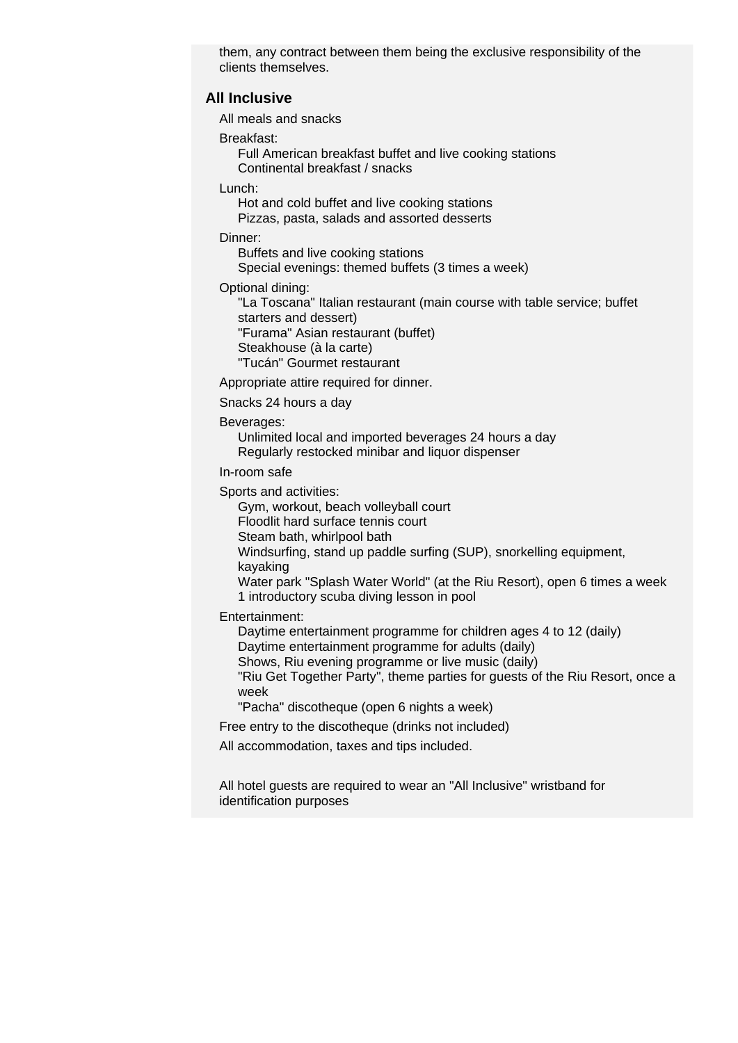them, any contract between them being the exclusive responsibility of the clients themselves.

### All Inclusive

All meals and snacks

Breakfast:
- Full American breakfast buffet and live cooking stations
- Continental breakfast / snacks

Lunch:
- Hot and cold buffet and live cooking stations
- Pizzas, pasta, salads and assorted desserts

Dinner:
- Buffets and live cooking stations
- Special evenings: themed buffets (3 times a week)

Optional dining:
- "La Toscana" Italian restaurant (main course with table service; buffet starters and dessert)
- "Furama" Asian restaurant (buffet)
- Steakhouse (à la carte)
- "Tucán" Gourmet restaurant

Appropriate attire required for dinner.

Snacks 24 hours a day

Beverages:
- Unlimited local and imported beverages 24 hours a day
- Regularly restocked minibar and liquor dispenser

In-room safe

Sports and activities:
- Gym, workout, beach volleyball court
- Floodlit hard surface tennis court
- Steam bath, whirlpool bath
- Windsurfing, stand up paddle surfing (SUP), snorkelling equipment, kayaking
- Water park "Splash Water World" (at the Riu Resort), open 6 times a week
- 1 introductory scuba diving lesson in pool

Entertainment:
- Daytime entertainment programme for children ages 4 to 12 (daily)
- Daytime entertainment programme for adults (daily)
- Shows, Riu evening programme or live music (daily)
- "Riu Get Together Party", theme parties for guests of the Riu Resort, once a week
- "Pacha" discotheque (open 6 nights a week)

Free entry to the discotheque (drinks not included)

All accommodation, taxes and tips included.

All hotel guests are required to wear an "All Inclusive" wristband for identification purposes